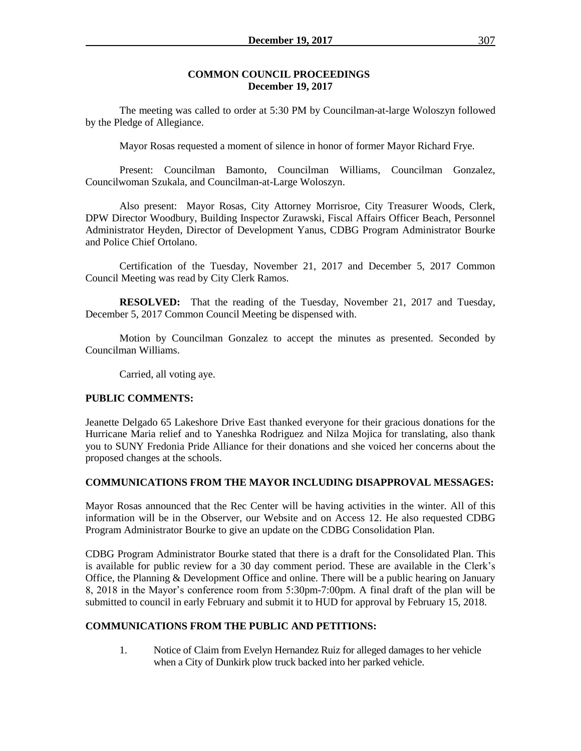## COMMON COUNCIL PROCEEDINGS
## December 19, 2017

The meeting was called to order at 5:30 PM by Councilman-at-large Woloszyn followed by the Pledge of Allegiance.

Mayor Rosas requested a moment of silence in honor of former Mayor Richard Frye.

Present: Councilman Bamonto, Councilman Williams, Councilman Gonzalez, Councilwoman Szukala, and Councilman-at-Large Woloszyn.

Also present: Mayor Rosas, City Attorney Morrisroe, City Treasurer Woods, Clerk, DPW Director Woodbury, Building Inspector Zurawski, Fiscal Affairs Officer Beach, Personnel Administrator Heyden, Director of Development Yanus, CDBG Program Administrator Bourke and Police Chief Ortolano.

Certification of the Tuesday, November 21, 2017 and December 5, 2017 Common Council Meeting was read by City Clerk Ramos.

**RESOLVED:** That the reading of the Tuesday, November 21, 2017 and Tuesday, December 5, 2017 Common Council Meeting be dispensed with.

Motion by Councilman Gonzalez to accept the minutes as presented. Seconded by Councilman Williams.

Carried, all voting aye.

**PUBLIC COMMENTS:**

Jeanette Delgado 65 Lakeshore Drive East thanked everyone for their gracious donations for the Hurricane Maria relief and to Yaneshka Rodriguez and Nilza Mojica for translating, also thank you to SUNY Fredonia Pride Alliance for their donations and she voiced her concerns about the proposed changes at the schools.

**COMMUNICATIONS FROM THE MAYOR INCLUDING DISAPPROVAL MESSAGES:**

Mayor Rosas announced that the Rec Center will be having activities in the winter. All of this information will be in the Observer, our Website and on Access 12. He also requested CDBG Program Administrator Bourke to give an update on the CDBG Consolidation Plan.

CDBG Program Administrator Bourke stated that there is a draft for the Consolidated Plan. This is available for public review for a 30 day comment period. These are available in the Clerk's Office, the Planning & Development Office and online. There will be a public hearing on January 8, 2018 in the Mayor's conference room from 5:30pm-7:00pm. A final draft of the plan will be submitted to council in early February and submit it to HUD for approval by February 15, 2018.

**COMMUNICATIONS FROM THE PUBLIC AND PETITIONS:**

1. Notice of Claim from Evelyn Hernandez Ruiz for alleged damages to her vehicle when a City of Dunkirk plow truck backed into her parked vehicle.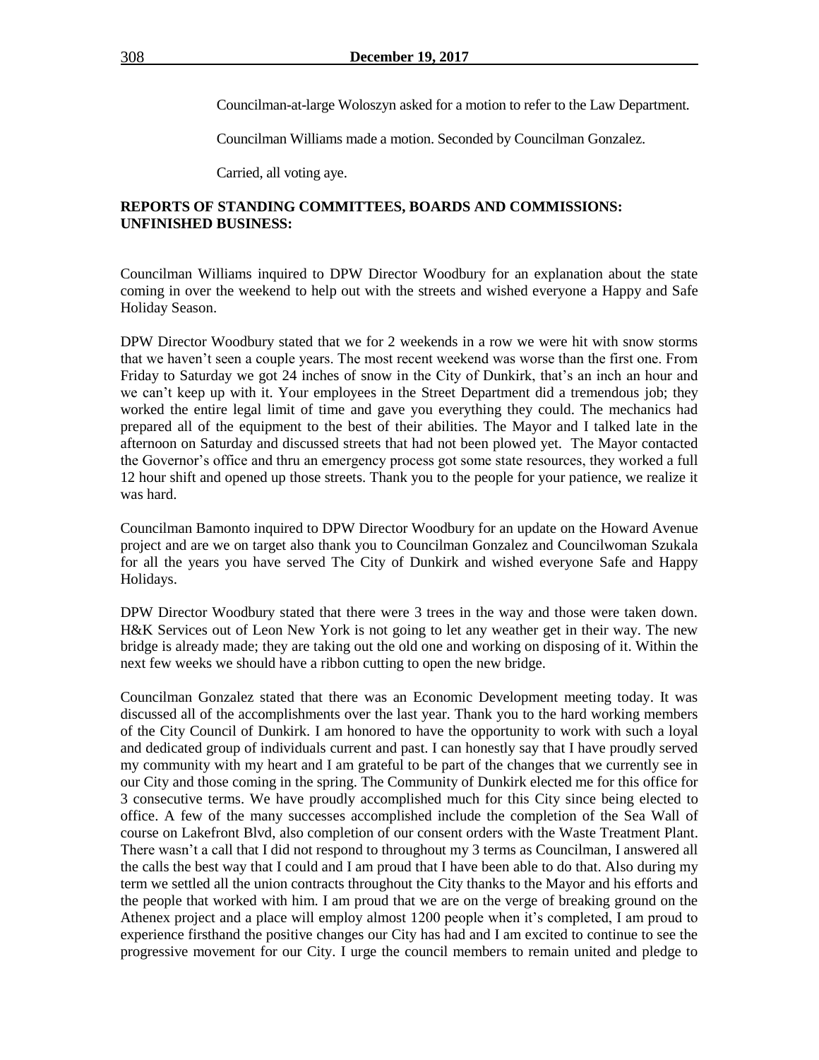Councilman-at-large Woloszyn asked for a motion to refer to the Law Department.

Councilman Williams made a motion. Seconded by Councilman Gonzalez.

Carried, all voting aye.

**REPORTS OF STANDING COMMITTEES, BOARDS AND COMMISSIONS:**
**UNFINISHED BUSINESS:**

Councilman Williams inquired to DPW Director Woodbury for an explanation about the state coming in over the weekend to help out with the streets and wished everyone a Happy and Safe Holiday Season.

DPW Director Woodbury stated that we for 2 weekends in a row we were hit with snow storms that we haven't seen a couple years. The most recent weekend was worse than the first one. From Friday to Saturday we got 24 inches of snow in the City of Dunkirk, that's an inch an hour and we can't keep up with it. Your employees in the Street Department did a tremendous job; they worked the entire legal limit of time and gave you everything they could. The mechanics had prepared all of the equipment to the best of their abilities. The Mayor and I talked late in the afternoon on Saturday and discussed streets that had not been plowed yet. The Mayor contacted the Governor's office and thru an emergency process got some state resources, they worked a full 12 hour shift and opened up those streets. Thank you to the people for your patience, we realize it was hard.

Councilman Bamonto inquired to DPW Director Woodbury for an update on the Howard Avenue project and are we on target also thank you to Councilman Gonzalez and Councilwoman Szukala for all the years you have served The City of Dunkirk and wished everyone Safe and Happy Holidays.

DPW Director Woodbury stated that there were 3 trees in the way and those were taken down. H&K Services out of Leon New York is not going to let any weather get in their way. The new bridge is already made; they are taking out the old one and working on disposing of it. Within the next few weeks we should have a ribbon cutting to open the new bridge.

Councilman Gonzalez stated that there was an Economic Development meeting today. It was discussed all of the accomplishments over the last year. Thank you to the hard working members of the City Council of Dunkirk. I am honored to have the opportunity to work with such a loyal and dedicated group of individuals current and past. I can honestly say that I have proudly served my community with my heart and I am grateful to be part of the changes that we currently see in our City and those coming in the spring. The Community of Dunkirk elected me for this office for 3 consecutive terms. We have proudly accomplished much for this City since being elected to office. A few of the many successes accomplished include the completion of the Sea Wall of course on Lakefront Blvd, also completion of our consent orders with the Waste Treatment Plant. There wasn't a call that I did not respond to throughout my 3 terms as Councilman, I answered all the calls the best way that I could and I am proud that I have been able to do that. Also during my term we settled all the union contracts throughout the City thanks to the Mayor and his efforts and the people that worked with him. I am proud that we are on the verge of breaking ground on the Athenex project and a place will employ almost 1200 people when it's completed, I am proud to experience firsthand the positive changes our City has had and I am excited to continue to see the progressive movement for our City. I urge the council members to remain united and pledge to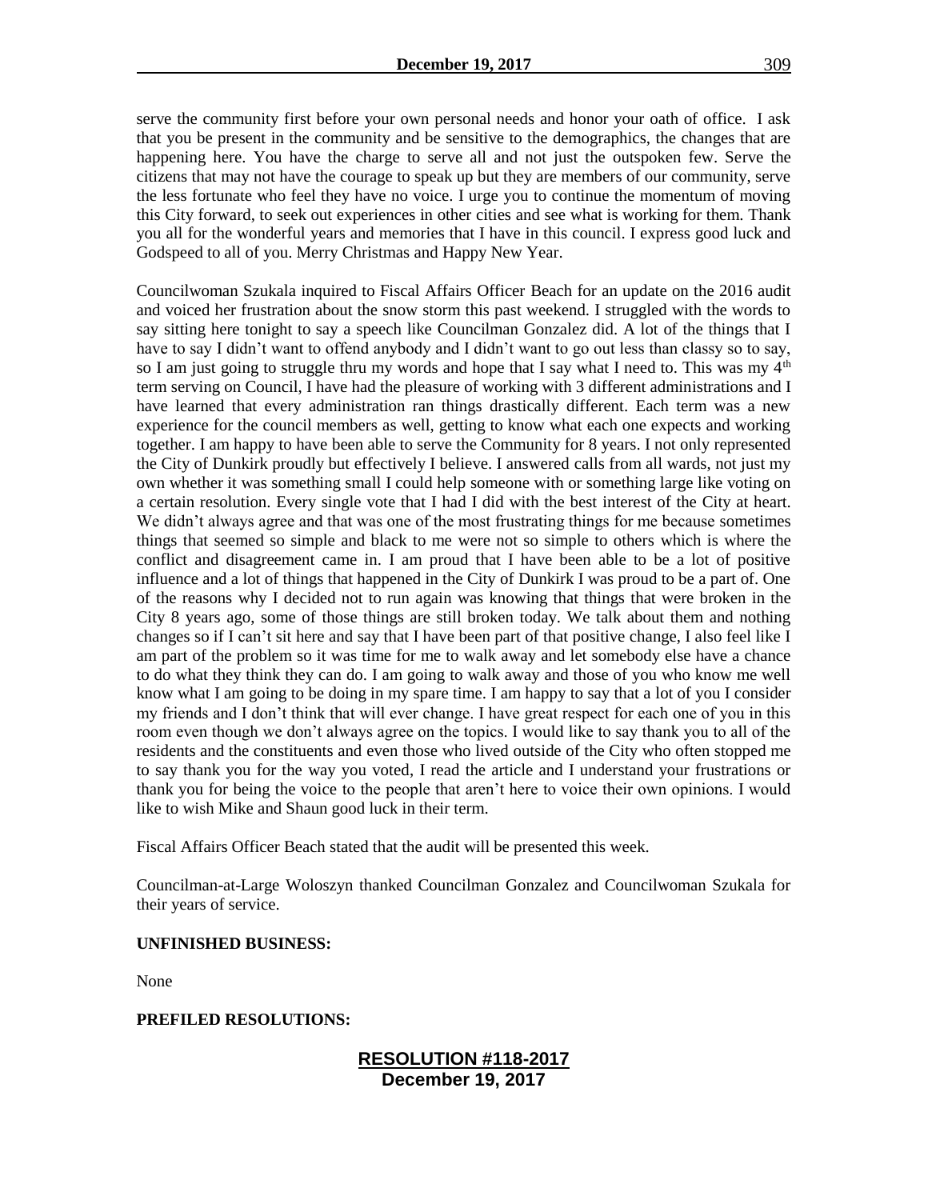serve the community first before your own personal needs and honor your oath of office. I ask that you be present in the community and be sensitive to the demographics, the changes that are happening here. You have the charge to serve all and not just the outspoken few. Serve the citizens that may not have the courage to speak up but they are members of our community, serve the less fortunate who feel they have no voice. I urge you to continue the momentum of moving this City forward, to seek out experiences in other cities and see what is working for them. Thank you all for the wonderful years and memories that I have in this council. I express good luck and Godspeed to all of you. Merry Christmas and Happy New Year.

Councilwoman Szukala inquired to Fiscal Affairs Officer Beach for an update on the 2016 audit and voiced her frustration about the snow storm this past weekend. I struggled with the words to say sitting here tonight to say a speech like Councilman Gonzalez did. A lot of the things that I have to say I didn't want to offend anybody and I didn't want to go out less than classy so to say, so I am just going to struggle thru my words and hope that I say what I need to. This was my 4th term serving on Council, I have had the pleasure of working with 3 different administrations and I have learned that every administration ran things drastically different. Each term was a new experience for the council members as well, getting to know what each one expects and working together. I am happy to have been able to serve the Community for 8 years. I not only represented the City of Dunkirk proudly but effectively I believe. I answered calls from all wards, not just my own whether it was something small I could help someone with or something large like voting on a certain resolution. Every single vote that I had I did with the best interest of the City at heart. We didn't always agree and that was one of the most frustrating things for me because sometimes things that seemed so simple and black to me were not so simple to others which is where the conflict and disagreement came in. I am proud that I have been able to be a lot of positive influence and a lot of things that happened in the City of Dunkirk I was proud to be a part of. One of the reasons why I decided not to run again was knowing that things that were broken in the City 8 years ago, some of those things are still broken today. We talk about them and nothing changes so if I can't sit here and say that I have been part of that positive change, I also feel like I am part of the problem so it was time for me to walk away and let somebody else have a chance to do what they think they can do. I am going to walk away and those of you who know me well know what I am going to be doing in my spare time. I am happy to say that a lot of you I consider my friends and I don't think that will ever change. I have great respect for each one of you in this room even though we don't always agree on the topics. I would like to say thank you to all of the residents and the constituents and even those who lived outside of the City who often stopped me to say thank you for the way you voted, I read the article and I understand your frustrations or thank you for being the voice to the people that aren't here to voice their own opinions. I would like to wish Mike and Shaun good luck in their term.

Fiscal Affairs Officer Beach stated that the audit will be presented this week.

Councilman-at-Large Woloszyn thanked Councilman Gonzalez and Councilwoman Szukala for their years of service.

**UNFINISHED BUSINESS:**

None

**PREFILED RESOLUTIONS:**

**RESOLUTION #118-2017**
**December 19, 2017**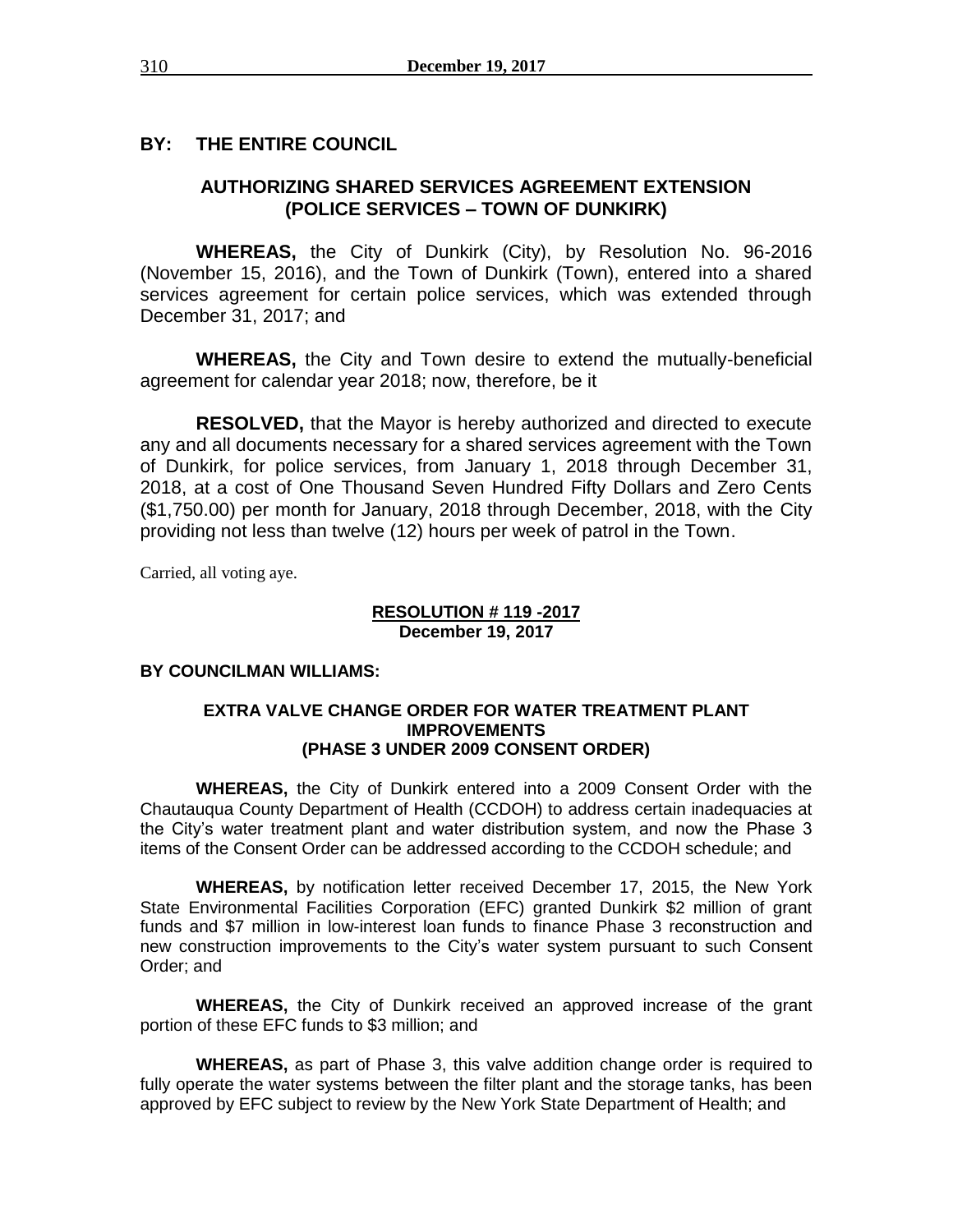**BY: THE ENTIRE COUNCIL**

**AUTHORIZING SHARED SERVICES AGREEMENT EXTENSION (POLICE SERVICES – TOWN OF DUNKIRK)**

**WHEREAS,** the City of Dunkirk (City), by Resolution No. 96-2016 (November 15, 2016), and the Town of Dunkirk (Town), entered into a shared services agreement for certain police services, which was extended through December 31, 2017; and

**WHEREAS,** the City and Town desire to extend the mutually-beneficial agreement for calendar year 2018; now, therefore, be it

**RESOLVED,** that the Mayor is hereby authorized and directed to execute any and all documents necessary for a shared services agreement with the Town of Dunkirk, for police services, from January 1, 2018 through December 31, 2018, at a cost of One Thousand Seven Hundred Fifty Dollars and Zero Cents ($1,750.00) per month for January, 2018 through December, 2018, with the City providing not less than twelve (12) hours per week of patrol in the Town.

Carried, all voting aye.

**RESOLUTION # 119 -2017**
**December 19, 2017**

**BY COUNCILMAN WILLIAMS:**

**EXTRA VALVE CHANGE ORDER FOR WATER TREATMENT PLANT IMPROVEMENTS (PHASE 3 UNDER 2009 CONSENT ORDER)**

**WHEREAS,** the City of Dunkirk entered into a 2009 Consent Order with the Chautauqua County Department of Health (CCDOH) to address certain inadequacies at the City's water treatment plant and water distribution system, and now the Phase 3 items of the Consent Order can be addressed according to the CCDOH schedule; and

**WHEREAS,** by notification letter received December 17, 2015, the New York State Environmental Facilities Corporation (EFC) granted Dunkirk $2 million of grant funds and $7 million in low-interest loan funds to finance Phase 3 reconstruction and new construction improvements to the City's water system pursuant to such Consent Order; and

**WHEREAS,** the City of Dunkirk received an approved increase of the grant portion of these EFC funds to $3 million; and

**WHEREAS,** as part of Phase 3, this valve addition change order is required to fully operate the water systems between the filter plant and the storage tanks, has been approved by EFC subject to review by the New York State Department of Health; and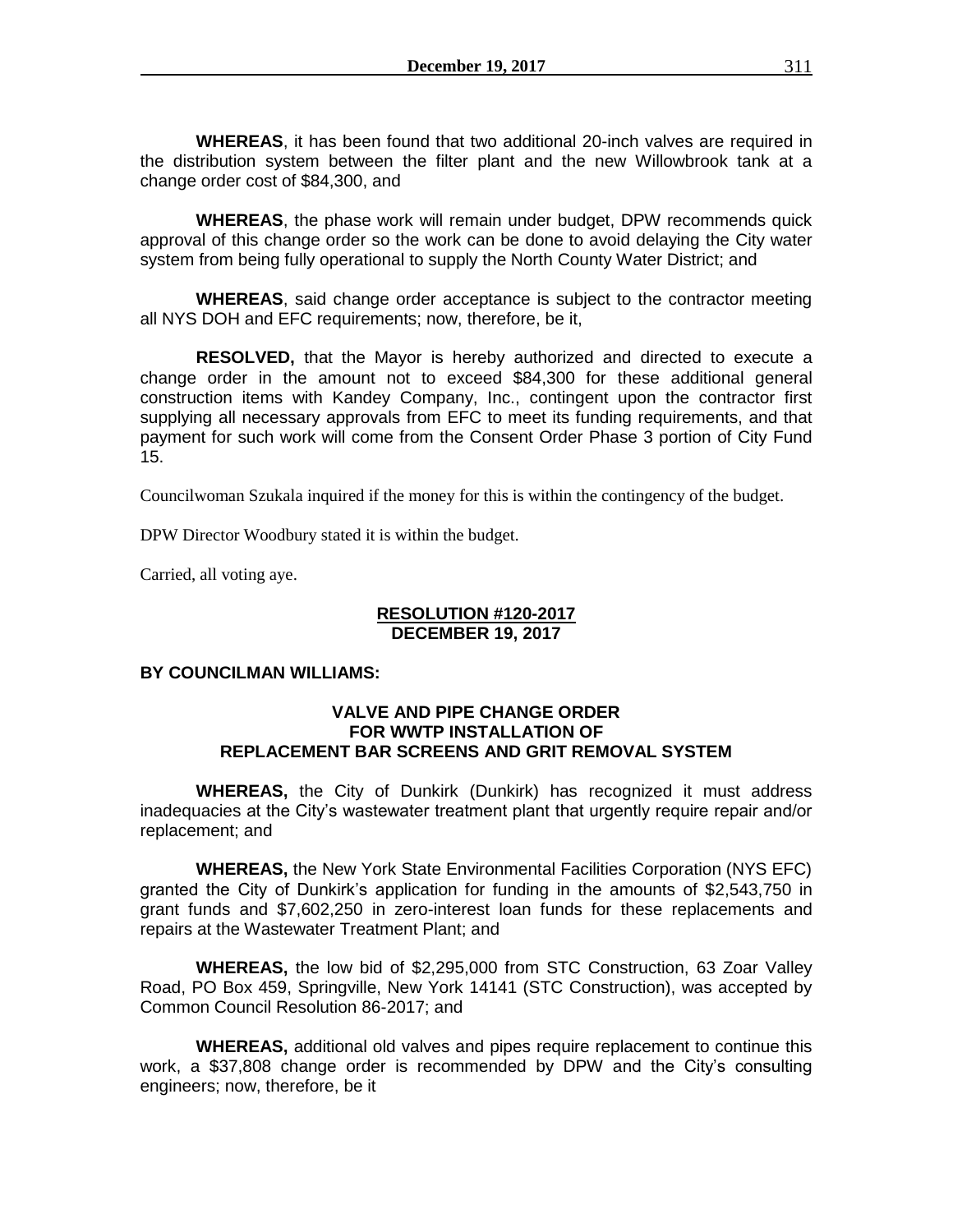**WHEREAS**, it has been found that two additional 20-inch valves are required in the distribution system between the filter plant and the new Willowbrook tank at a change order cost of $84,300, and

**WHEREAS**, the phase work will remain under budget, DPW recommends quick approval of this change order so the work can be done to avoid delaying the City water system from being fully operational to supply the North County Water District; and

**WHEREAS**, said change order acceptance is subject to the contractor meeting all NYS DOH and EFC requirements; now, therefore, be it,

**RESOLVED,** that the Mayor is hereby authorized and directed to execute a change order in the amount not to exceed $84,300 for these additional general construction items with Kandey Company, Inc., contingent upon the contractor first supplying all necessary approvals from EFC to meet its funding requirements, and that payment for such work will come from the Consent Order Phase 3 portion of City Fund 15.

Councilwoman Szukala inquired if the money for this is within the contingency of the budget.

DPW Director Woodbury stated it is within the budget.

Carried, all voting aye.

**RESOLUTION #120-2017**
**DECEMBER 19, 2017**

**BY COUNCILMAN WILLIAMS:**

**VALVE AND PIPE CHANGE ORDER FOR WWTP INSTALLATION OF REPLACEMENT BAR SCREENS AND GRIT REMOVAL SYSTEM**

**WHEREAS,** the City of Dunkirk (Dunkirk) has recognized it must address inadequacies at the City's wastewater treatment plant that urgently require repair and/or replacement; and

**WHEREAS,** the New York State Environmental Facilities Corporation (NYS EFC) granted the City of Dunkirk's application for funding in the amounts of $2,543,750 in grant funds and $7,602,250 in zero-interest loan funds for these replacements and repairs at the Wastewater Treatment Plant; and

**WHEREAS,** the low bid of $2,295,000 from STC Construction, 63 Zoar Valley Road, PO Box 459, Springville, New York 14141 (STC Construction), was accepted by Common Council Resolution 86-2017; and

**WHEREAS,** additional old valves and pipes require replacement to continue this work, a $37,808 change order is recommended by DPW and the City's consulting engineers; now, therefore, be it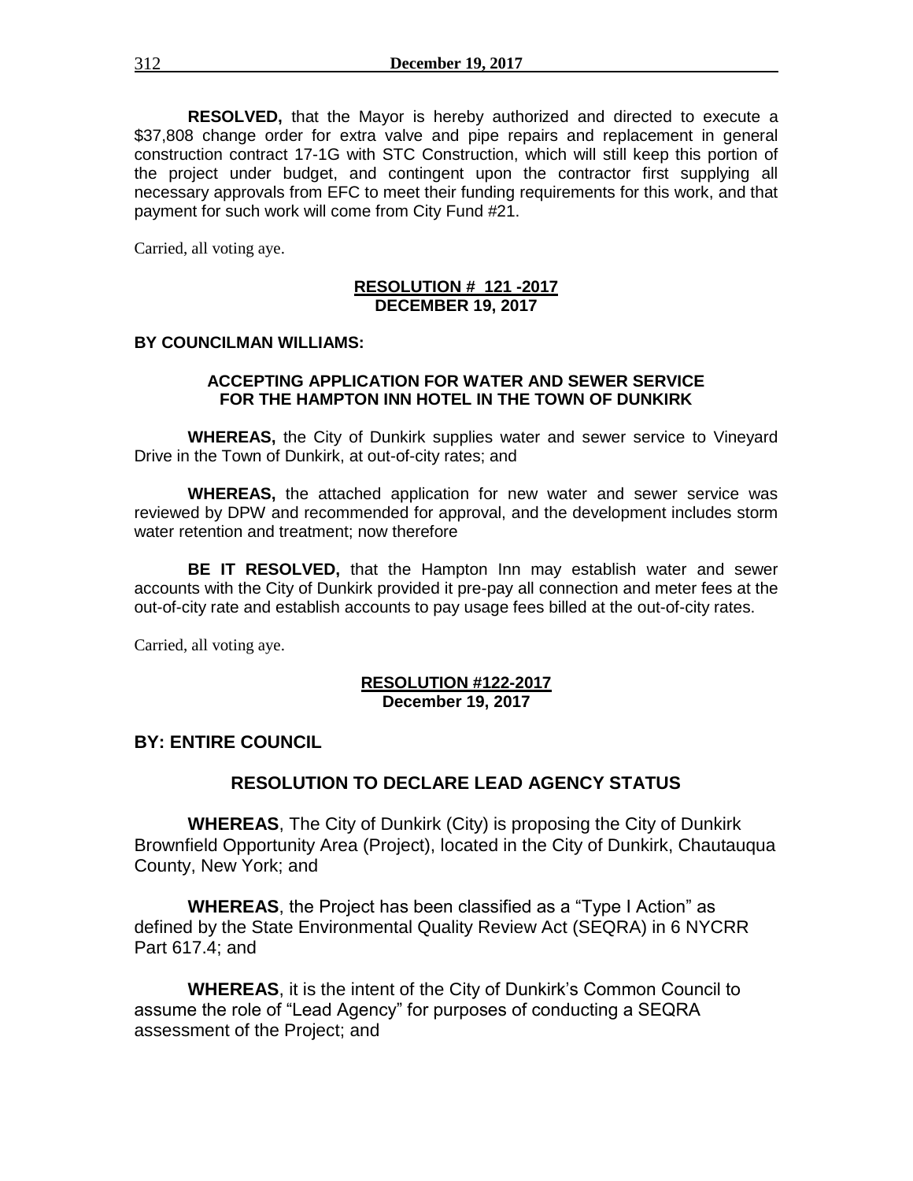**RESOLVED,** that the Mayor is hereby authorized and directed to execute a $37,808 change order for extra valve and pipe repairs and replacement in general construction contract 17-1G with STC Construction, which will still keep this portion of the project under budget, and contingent upon the contractor first supplying all necessary approvals from EFC to meet their funding requirements for this work, and that payment for such work will come from City Fund #21.

Carried, all voting aye.

**RESOLUTION # 121 -2017**
**DECEMBER 19, 2017**

**BY COUNCILMAN WILLIAMS:**

**ACCEPTING APPLICATION FOR WATER AND SEWER SERVICE FOR THE HAMPTON INN HOTEL IN THE TOWN OF DUNKIRK**

**WHEREAS,** the City of Dunkirk supplies water and sewer service to Vineyard Drive in the Town of Dunkirk, at out-of-city rates; and

**WHEREAS,** the attached application for new water and sewer service was reviewed by DPW and recommended for approval, and the development includes storm water retention and treatment; now therefore

**BE IT RESOLVED,** that the Hampton Inn may establish water and sewer accounts with the City of Dunkirk provided it pre-pay all connection and meter fees at the out-of-city rate and establish accounts to pay usage fees billed at the out-of-city rates.

Carried, all voting aye.

**RESOLUTION #122-2017**
**December 19, 2017**

**BY: ENTIRE COUNCIL**

**RESOLUTION TO DECLARE LEAD AGENCY STATUS**

**WHEREAS**, The City of Dunkirk (City) is proposing the City of Dunkirk Brownfield Opportunity Area (Project), located in the City of Dunkirk, Chautauqua County, New York; and

**WHEREAS**, the Project has been classified as a "Type I Action" as defined by the State Environmental Quality Review Act (SEQRA) in 6 NYCRR Part 617.4; and

**WHEREAS**, it is the intent of the City of Dunkirk's Common Council to assume the role of "Lead Agency" for purposes of conducting a SEQRA assessment of the Project; and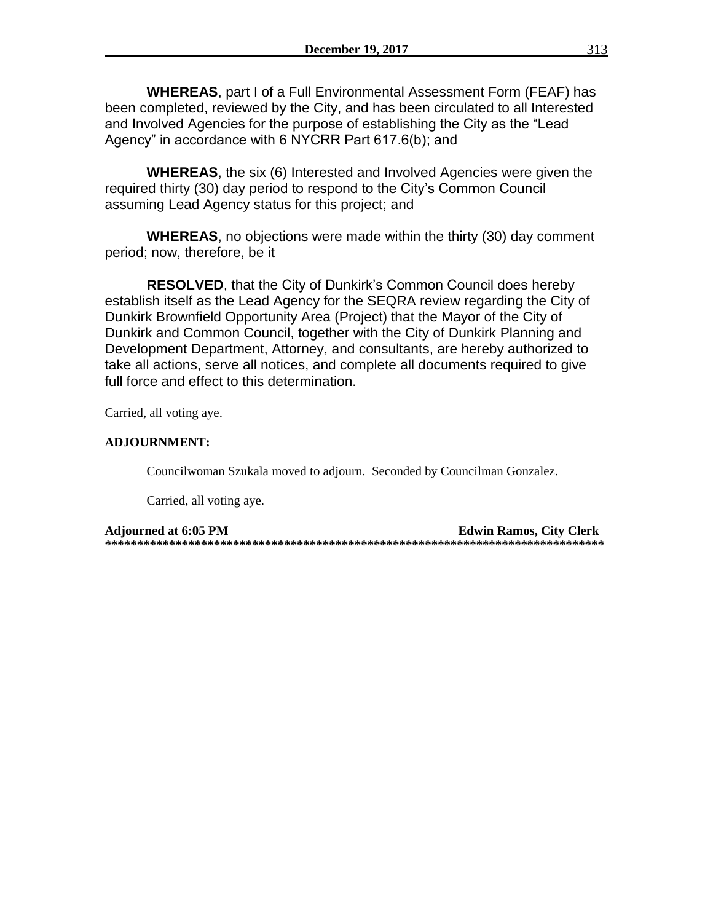**WHEREAS**, part I of a Full Environmental Assessment Form (FEAF) has been completed, reviewed by the City, and has been circulated to all Interested and Involved Agencies for the purpose of establishing the City as the "Lead Agency" in accordance with 6 NYCRR Part 617.6(b); and

**WHEREAS**, the six (6) Interested and Involved Agencies were given the required thirty (30) day period to respond to the City's Common Council assuming Lead Agency status for this project; and

**WHEREAS**, no objections were made within the thirty (30) day comment period; now, therefore, be it

**RESOLVED**, that the City of Dunkirk's Common Council does hereby establish itself as the Lead Agency for the SEQRA review regarding the City of Dunkirk Brownfield Opportunity Area (Project) that the Mayor of the City of Dunkirk and Common Council, together with the City of Dunkirk Planning and Development Department, Attorney, and consultants, are hereby authorized to take all actions, serve all notices, and complete all documents required to give full force and effect to this determination.

Carried, all voting aye.

**ADJOURNMENT:**

Councilwoman Szukala moved to adjourn. Seconded by Councilman Gonzalez.

Carried, all voting aye.

**Adjourned at 6:05 PM** **Edwin Ramos, City Clerk**

**\*\*\*\*\*\*\*\*\*\*\*\*\*\*\*\*\*\*\*\*\*\*\*\*\*\*\*\*\*\*\*\*\*\*\*\*\*\*\*\*\*\*\*\*\*\*\*\*\*\*\*\*\*\*\*\*\*\*\*\*\*\*\*\*\*\*\*\*\*\*\*\*\*\*\*\*\*\*\*\***